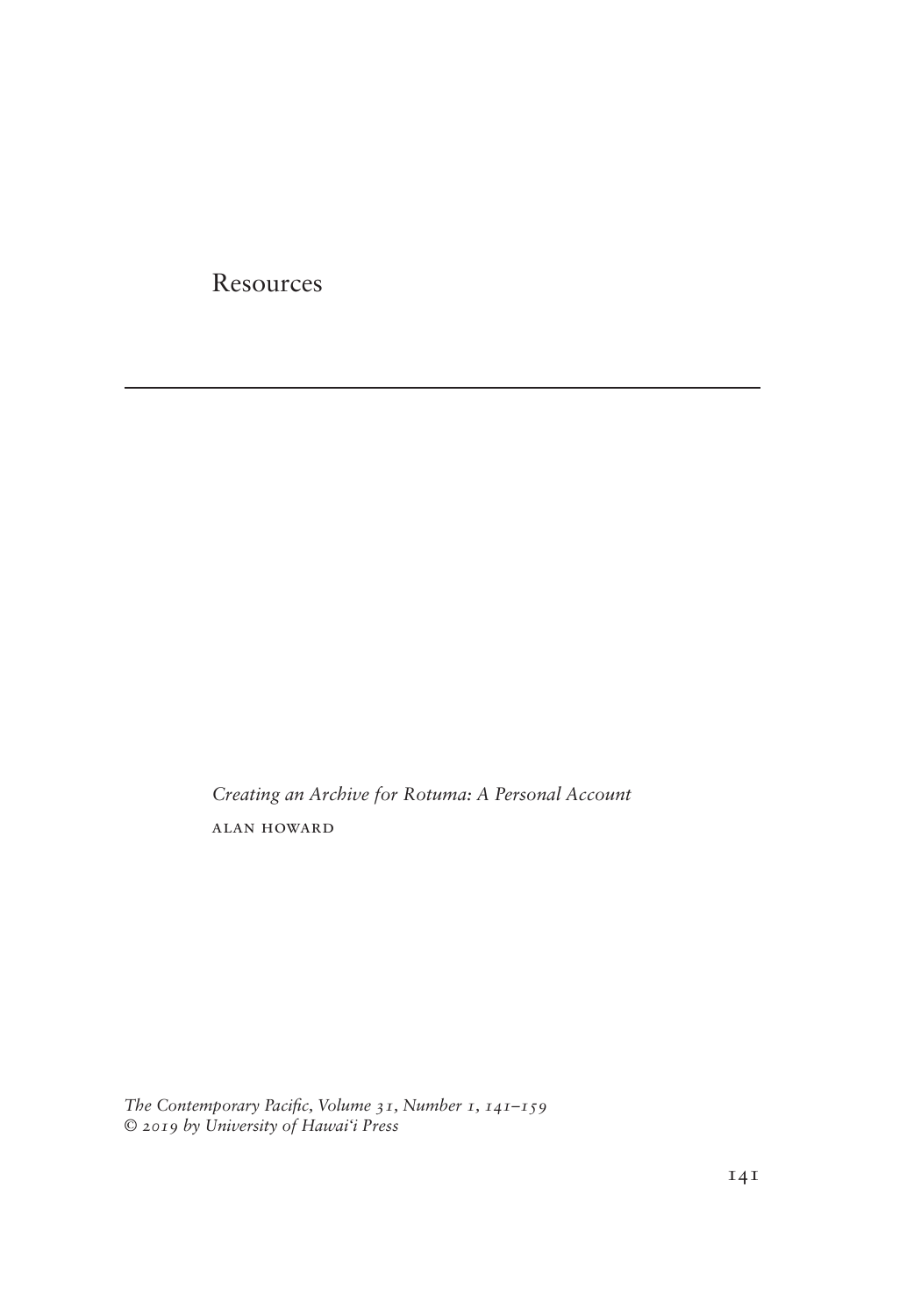# Resources

---

## *Creating an Archive for Rotuma: A Personal Account*

ALAN HOWARD

*The Contemporary Pacific, Volume 31, Number 1, 141–159*
*© 2019 by University of Hawai'i Press*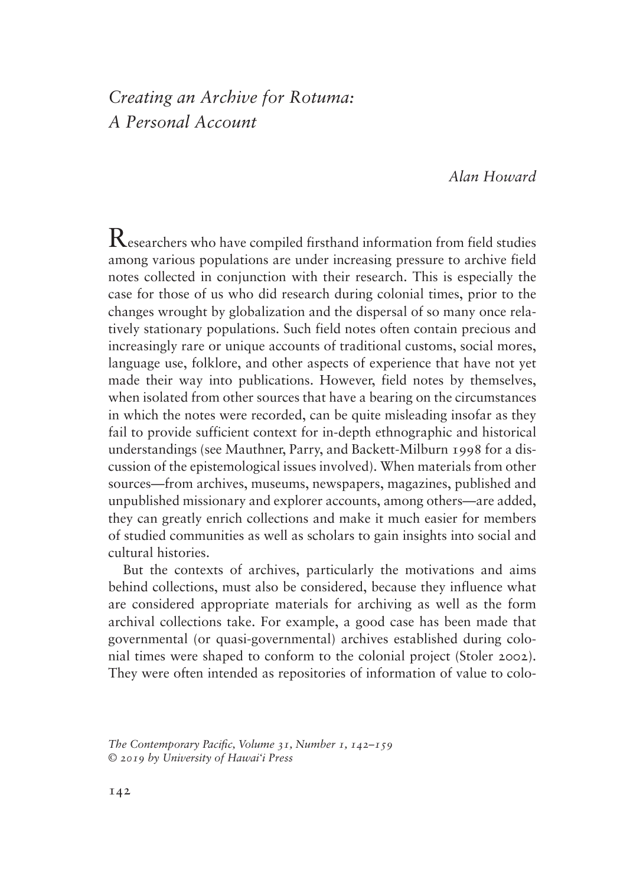# *Creating an Archive for Rotuma: A Personal Account*

*Alan Howard*

Researchers who have compiled firsthand information from field studies among various populations are under increasing pressure to archive field notes collected in conjunction with their research. This is especially the case for those of us who did research during colonial times, prior to the changes wrought by globalization and the dispersal of so many once relatively stationary populations. Such field notes often contain precious and increasingly rare or unique accounts of traditional customs, social mores, language use, folklore, and other aspects of experience that have not yet made their way into publications. However, field notes by themselves, when isolated from other sources that have a bearing on the circumstances in which the notes were recorded, can be quite misleading insofar as they fail to provide sufficient context for in-depth ethnographic and historical understandings (see Mauthner, Parry, and Backett-Milburn 1998 for a discussion of the epistemological issues involved). When materials from other sources—from archives, museums, newspapers, magazines, published and unpublished missionary and explorer accounts, among others—are added, they can greatly enrich collections and make it much easier for members of studied communities as well as scholars to gain insights into social and cultural histories.

But the contexts of archives, particularly the motivations and aims behind collections, must also be considered, because they influence what are considered appropriate materials for archiving as well as the form archival collections take. For example, a good case has been made that governmental (or quasi-governmental) archives established during colonial times were shaped to conform to the colonial project (Stoler 2002). They were often intended as repositories of information of value to colo-

*The Contemporary Pacific, Volume 31, Number 1, 142–159*
*© 2019 by University of Hawai'i Press*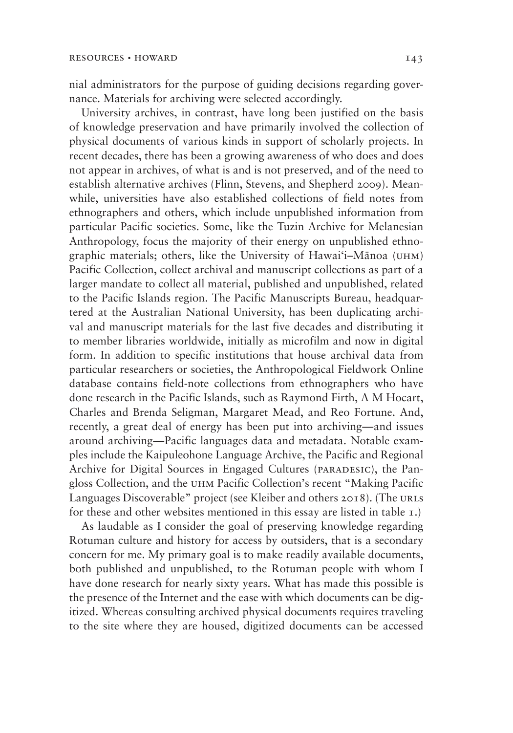nial administrators for the purpose of guiding decisions regarding governance. Materials for archiving were selected accordingly.

University archives, in contrast, have long been justified on the basis of knowledge preservation and have primarily involved the collection of physical documents of various kinds in support of scholarly projects. In recent decades, there has been a growing awareness of who does and does not appear in archives, of what is and is not preserved, and of the need to establish alternative archives (Flinn, Stevens, and Shepherd 2009). Meanwhile, universities have also established collections of field notes from ethnographers and others, which include unpublished information from particular Pacific societies. Some, like the Tuzin Archive for Melanesian Anthropology, focus the majority of their energy on unpublished ethnographic materials; others, like the University of Hawai'i–Mānoa (UHM) Pacific Collection, collect archival and manuscript collections as part of a larger mandate to collect all material, published and unpublished, related to the Pacific Islands region. The Pacific Manuscripts Bureau, headquartered at the Australian National University, has been duplicating archival and manuscript materials for the last five decades and distributing it to member libraries worldwide, initially as microfilm and now in digital form. In addition to specific institutions that house archival data from particular researchers or societies, the Anthropological Fieldwork Online database contains field-note collections from ethnographers who have done research in the Pacific Islands, such as Raymond Firth, A M Hocart, Charles and Brenda Seligman, Margaret Mead, and Reo Fortune. And, recently, a great deal of energy has been put into archiving—and issues around archiving—Pacific languages data and metadata. Notable examples include the Kaipuleohone Language Archive, the Pacific and Regional Archive for Digital Sources in Engaged Cultures (PARADESIC), the Pangloss Collection, and the UHM Pacific Collection's recent "Making Pacific Languages Discoverable" project (see Kleiber and others 2018). (The URLS for these and other websites mentioned in this essay are listed in table 1.)

As laudable as I consider the goal of preserving knowledge regarding Rotuman culture and history for access by outsiders, that is a secondary concern for me. My primary goal is to make readily available documents, both published and unpublished, to the Rotuman people with whom I have done research for nearly sixty years. What has made this possible is the presence of the Internet and the ease with which documents can be digitized. Whereas consulting archived physical documents requires traveling to the site where they are housed, digitized documents can be accessed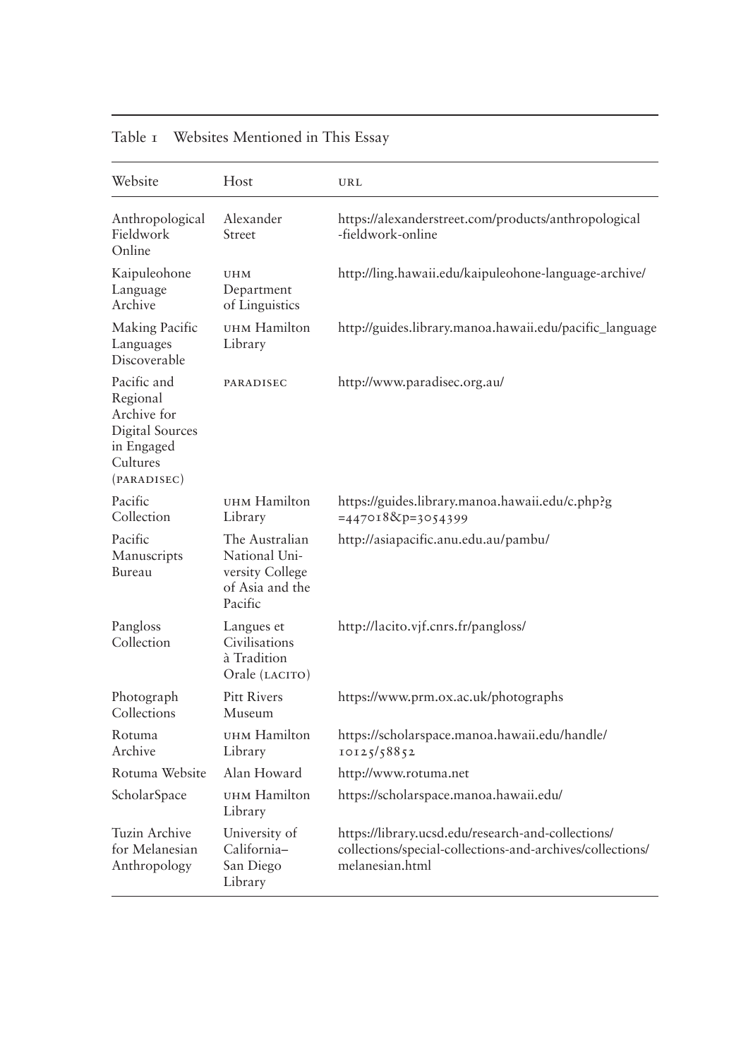Table 1 Websites Mentioned in This Essay

| Website | Host | URL |
|---|---|---|
| Anthropological Fieldwork Online | Alexander Street | https://alexanderstreet.com/products/anthropological-fieldwork-online |
| Kaipuleohone Language Archive | UHM Department of Linguistics | http://ling.hawaii.edu/kaipuleohone-language-archive/ |
| Making Pacific Languages Discoverable | UHM Hamilton Library | http://guides.library.manoa.hawaii.edu/pacific_language |
| Pacific and Regional Archive for Digital Sources in Engaged Cultures (PARADISEC) | PARADISEC | http://www.paradisec.org.au/ |
| Pacific Collection | UHM Hamilton Library | https://guides.library.manoa.hawaii.edu/c.php?g=447018&p=3054399 |
| Pacific Manuscripts Bureau | The Australian National University College of Asia and the Pacific | http://asiapacific.anu.edu.au/pambu/ |
| Pangloss Collection | Langues et Civilisations à Tradition Orale (LACITO) | http://lacito.vjf.cnrs.fr/pangloss/ |
| Photograph Collections | Pitt Rivers Museum | https://www.prm.ox.ac.uk/photographs |
| Rotuma Archive | UHM Hamilton Library | https://scholarspace.manoa.hawaii.edu/handle/10125/58852 |
| Rotuma Website | Alan Howard | http://www.rotuma.net |
| ScholarSpace | UHM Hamilton Library | https://scholarspace.manoa.hawaii.edu/ |
| Tuzin Archive for Melanesian Anthropology | University of California–San Diego Library | https://library.ucsd.edu/research-and-collections/collections/special-collections-and-archives/collections/melanesian.html |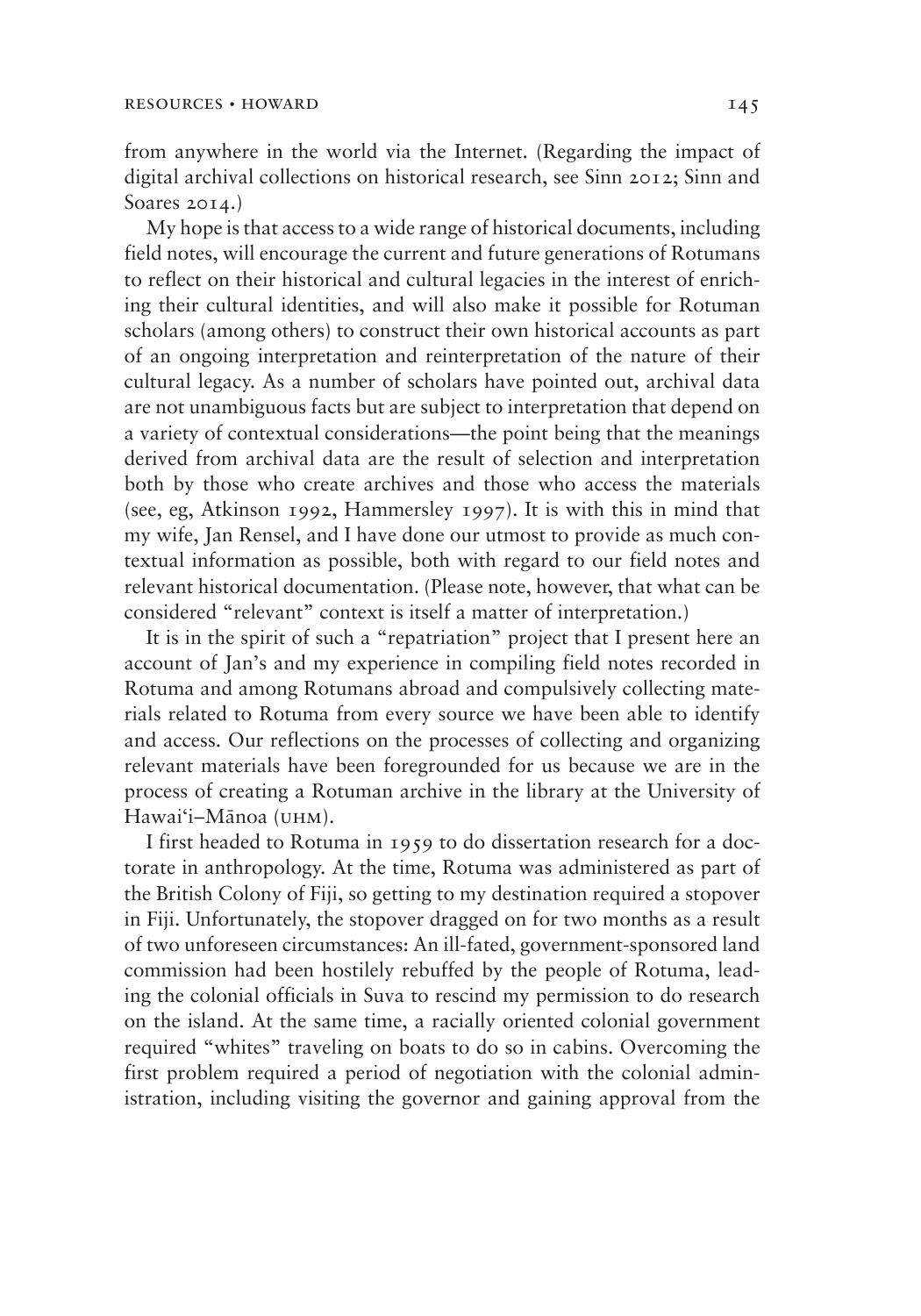from anywhere in the world via the Internet. (Regarding the impact of digital archival collections on historical research, see Sinn 2012; Sinn and Soares 2014.)

My hope is that access to a wide range of historical documents, including field notes, will encourage the current and future generations of Rotumans to reflect on their historical and cultural legacies in the interest of enriching their cultural identities, and will also make it possible for Rotuman scholars (among others) to construct their own historical accounts as part of an ongoing interpretation and reinterpretation of the nature of their cultural legacy. As a number of scholars have pointed out, archival data are not unambiguous facts but are subject to interpretation that depend on a variety of contextual considerations—the point being that the meanings derived from archival data are the result of selection and interpretation both by those who create archives and those who access the materials (see, eg, Atkinson 1992, Hammersley 1997). It is with this in mind that my wife, Jan Rensel, and I have done our utmost to provide as much contextual information as possible, both with regard to our field notes and relevant historical documentation. (Please note, however, that what can be considered "relevant" context is itself a matter of interpretation.)

It is in the spirit of such a "repatriation" project that I present here an account of Jan's and my experience in compiling field notes recorded in Rotuma and among Rotumans abroad and compulsively collecting materials related to Rotuma from every source we have been able to identify and access. Our reflections on the processes of collecting and organizing relevant materials have been foregrounded for us because we are in the process of creating a Rotuman archive in the library at the University of Hawai'i–Mānoa (UHM).

I first headed to Rotuma in 1959 to do dissertation research for a doctorate in anthropology. At the time, Rotuma was administered as part of the British Colony of Fiji, so getting to my destination required a stopover in Fiji. Unfortunately, the stopover dragged on for two months as a result of two unforeseen circumstances: An ill-fated, government-sponsored land commission had been hostilely rebuffed by the people of Rotuma, leading the colonial officials in Suva to rescind my permission to do research on the island. At the same time, a racially oriented colonial government required "whites" traveling on boats to do so in cabins. Overcoming the first problem required a period of negotiation with the colonial administration, including visiting the governor and gaining approval from the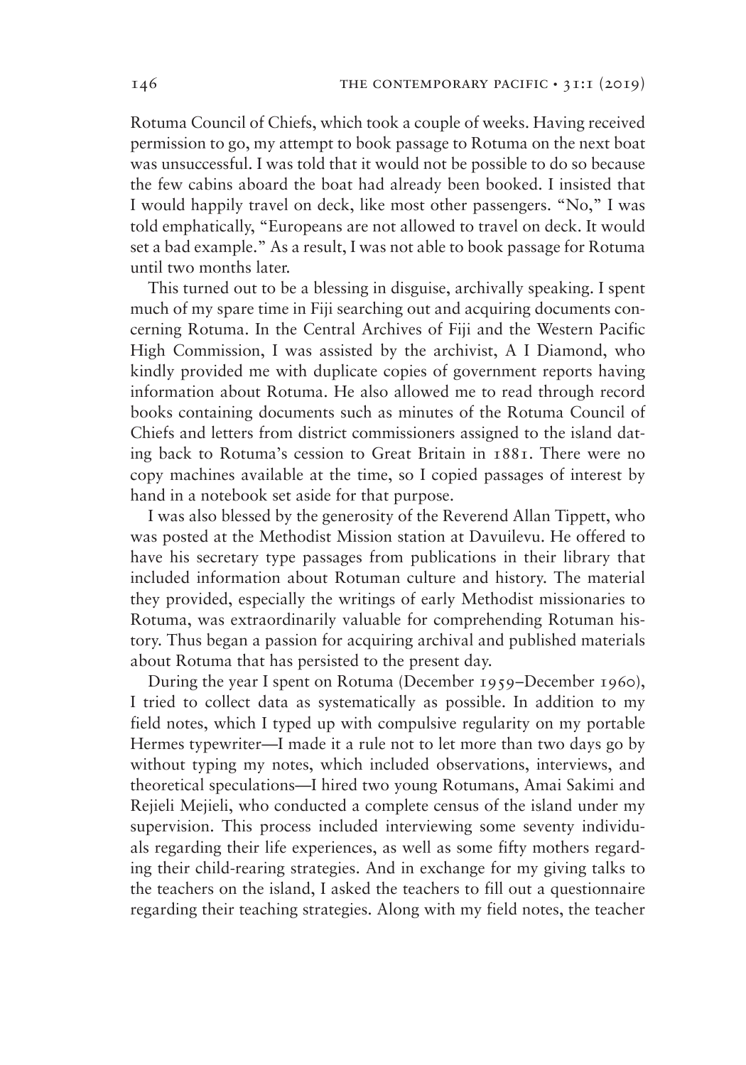Rotuma Council of Chiefs, which took a couple of weeks. Having received permission to go, my attempt to book passage to Rotuma on the next boat was unsuccessful. I was told that it would not be possible to do so because the few cabins aboard the boat had already been booked. I insisted that I would happily travel on deck, like most other passengers. "No," I was told emphatically, "Europeans are not allowed to travel on deck. It would set a bad example." As a result, I was not able to book passage for Rotuma until two months later.

This turned out to be a blessing in disguise, archivally speaking. I spent much of my spare time in Fiji searching out and acquiring documents concerning Rotuma. In the Central Archives of Fiji and the Western Pacific High Commission, I was assisted by the archivist, A I Diamond, who kindly provided me with duplicate copies of government reports having information about Rotuma. He also allowed me to read through record books containing documents such as minutes of the Rotuma Council of Chiefs and letters from district commissioners assigned to the island dating back to Rotuma's cession to Great Britain in 1881. There were no copy machines available at the time, so I copied passages of interest by hand in a notebook set aside for that purpose.

I was also blessed by the generosity of the Reverend Allan Tippett, who was posted at the Methodist Mission station at Davuilevu. He offered to have his secretary type passages from publications in their library that included information about Rotuman culture and history. The material they provided, especially the writings of early Methodist missionaries to Rotuma, was extraordinarily valuable for comprehending Rotuman history. Thus began a passion for acquiring archival and published materials about Rotuma that has persisted to the present day.

During the year I spent on Rotuma (December 1959–December 1960), I tried to collect data as systematically as possible. In addition to my field notes, which I typed up with compulsive regularity on my portable Hermes typewriter—I made it a rule not to let more than two days go by without typing my notes, which included observations, interviews, and theoretical speculations—I hired two young Rotumans, Amai Sakimi and Rejieli Mejieli, who conducted a complete census of the island under my supervision. This process included interviewing some seventy individuals regarding their life experiences, as well as some fifty mothers regarding their child-rearing strategies. And in exchange for my giving talks to the teachers on the island, I asked the teachers to fill out a questionnaire regarding their teaching strategies. Along with my field notes, the teacher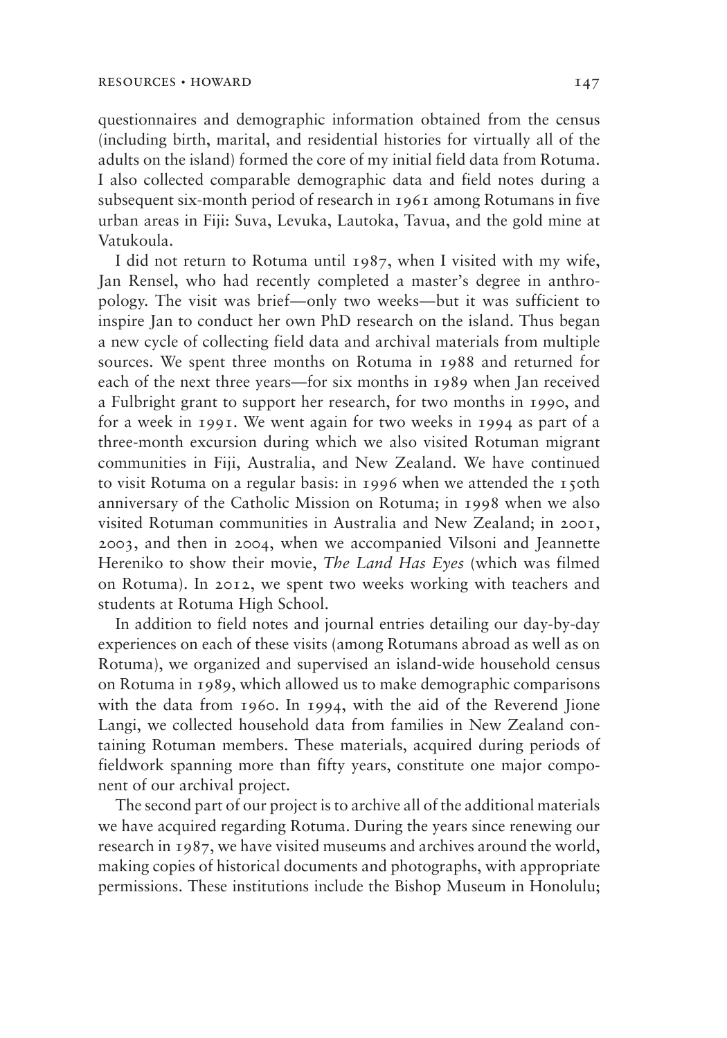questionnaires and demographic information obtained from the census (including birth, marital, and residential histories for virtually all of the adults on the island) formed the core of my initial field data from Rotuma. I also collected comparable demographic data and field notes during a subsequent six-month period of research in 1961 among Rotumans in five urban areas in Fiji: Suva, Levuka, Lautoka, Tavua, and the gold mine at Vatukoula.

I did not return to Rotuma until 1987, when I visited with my wife, Jan Rensel, who had recently completed a master's degree in anthropology. The visit was brief—only two weeks—but it was sufficient to inspire Jan to conduct her own PhD research on the island. Thus began a new cycle of collecting field data and archival materials from multiple sources. We spent three months on Rotuma in 1988 and returned for each of the next three years—for six months in 1989 when Jan received a Fulbright grant to support her research, for two months in 1990, and for a week in 1991. We went again for two weeks in 1994 as part of a three-month excursion during which we also visited Rotuman migrant communities in Fiji, Australia, and New Zealand. We have continued to visit Rotuma on a regular basis: in 1996 when we attended the 150th anniversary of the Catholic Mission on Rotuma; in 1998 when we also visited Rotuman communities in Australia and New Zealand; in 2001, 2003, and then in 2004, when we accompanied Vilsoni and Jeannette Hereniko to show their movie, *The Land Has Eyes* (which was filmed on Rotuma). In 2012, we spent two weeks working with teachers and students at Rotuma High School.

In addition to field notes and journal entries detailing our day-by-day experiences on each of these visits (among Rotumans abroad as well as on Rotuma), we organized and supervised an island-wide household census on Rotuma in 1989, which allowed us to make demographic comparisons with the data from 1960. In 1994, with the aid of the Reverend Jione Langi, we collected household data from families in New Zealand containing Rotuman members. These materials, acquired during periods of fieldwork spanning more than fifty years, constitute one major component of our archival project.

The second part of our project is to archive all of the additional materials we have acquired regarding Rotuma. During the years since renewing our research in 1987, we have visited museums and archives around the world, making copies of historical documents and photographs, with appropriate permissions. These institutions include the Bishop Museum in Honolulu;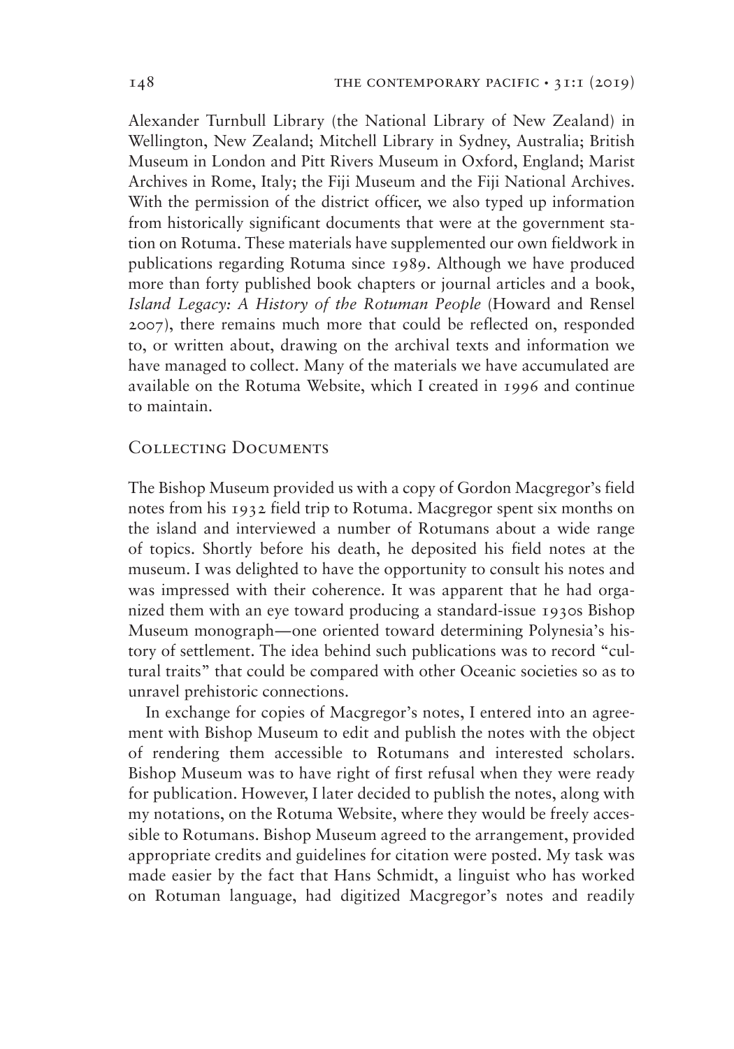Alexander Turnbull Library (the National Library of New Zealand) in Wellington, New Zealand; Mitchell Library in Sydney, Australia; British Museum in London and Pitt Rivers Museum in Oxford, England; Marist Archives in Rome, Italy; the Fiji Museum and the Fiji National Archives. With the permission of the district officer, we also typed up information from historically significant documents that were at the government station on Rotuma. These materials have supplemented our own fieldwork in publications regarding Rotuma since 1989. Although we have produced more than forty published book chapters or journal articles and a book, *Island Legacy: A History of the Rotuman People* (Howard and Rensel 2007), there remains much more that could be reflected on, responded to, or written about, drawing on the archival texts and information we have managed to collect. Many of the materials we have accumulated are available on the Rotuma Website, which I created in 1996 and continue to maintain.

## Collecting Documents

The Bishop Museum provided us with a copy of Gordon Macgregor's field notes from his 1932 field trip to Rotuma. Macgregor spent six months on the island and interviewed a number of Rotumans about a wide range of topics. Shortly before his death, he deposited his field notes at the museum. I was delighted to have the opportunity to consult his notes and was impressed with their coherence. It was apparent that he had organized them with an eye toward producing a standard-issue 1930s Bishop Museum monograph—one oriented toward determining Polynesia's history of settlement. The idea behind such publications was to record "cultural traits" that could be compared with other Oceanic societies so as to unravel prehistoric connections.

In exchange for copies of Macgregor's notes, I entered into an agreement with Bishop Museum to edit and publish the notes with the object of rendering them accessible to Rotumans and interested scholars. Bishop Museum was to have right of first refusal when they were ready for publication. However, I later decided to publish the notes, along with my notations, on the Rotuma Website, where they would be freely accessible to Rotumans. Bishop Museum agreed to the arrangement, provided appropriate credits and guidelines for citation were posted. My task was made easier by the fact that Hans Schmidt, a linguist who has worked on Rotuman language, had digitized Macgregor's notes and readily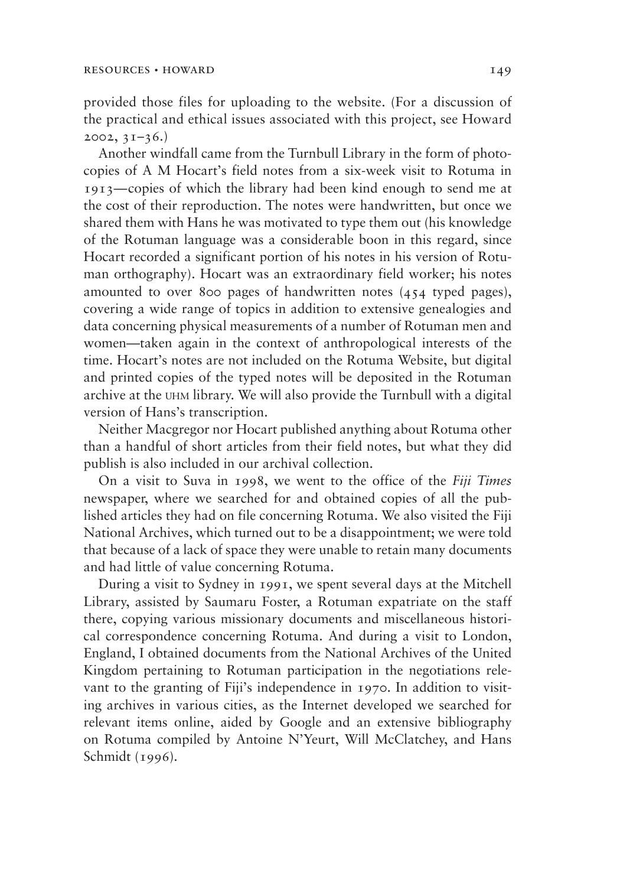provided those files for uploading to the website. (For a discussion of the practical and ethical issues associated with this project, see Howard 2002, 31–36.)

Another windfall came from the Turnbull Library in the form of photocopies of A M Hocart's field notes from a six-week visit to Rotuma in 1913—copies of which the library had been kind enough to send me at the cost of their reproduction. The notes were handwritten, but once we shared them with Hans he was motivated to type them out (his knowledge of the Rotuman language was a considerable boon in this regard, since Hocart recorded a significant portion of his notes in his version of Rotuman orthography). Hocart was an extraordinary field worker; his notes amounted to over 800 pages of handwritten notes (454 typed pages), covering a wide range of topics in addition to extensive genealogies and data concerning physical measurements of a number of Rotuman men and women—taken again in the context of anthropological interests of the time. Hocart's notes are not included on the Rotuma Website, but digital and printed copies of the typed notes will be deposited in the Rotuman archive at the UHM library. We will also provide the Turnbull with a digital version of Hans's transcription.

Neither Macgregor nor Hocart published anything about Rotuma other than a handful of short articles from their field notes, but what they did publish is also included in our archival collection.

On a visit to Suva in 1998, we went to the office of the *Fiji Times* newspaper, where we searched for and obtained copies of all the published articles they had on file concerning Rotuma. We also visited the Fiji National Archives, which turned out to be a disappointment; we were told that because of a lack of space they were unable to retain many documents and had little of value concerning Rotuma.

During a visit to Sydney in 1991, we spent several days at the Mitchell Library, assisted by Saumaru Foster, a Rotuman expatriate on the staff there, copying various missionary documents and miscellaneous historical correspondence concerning Rotuma. And during a visit to London, England, I obtained documents from the National Archives of the United Kingdom pertaining to Rotuman participation in the negotiations relevant to the granting of Fiji's independence in 1970. In addition to visiting archives in various cities, as the Internet developed we searched for relevant items online, aided by Google and an extensive bibliography on Rotuma compiled by Antoine N'Yeurt, Will McClatchey, and Hans Schmidt (1996).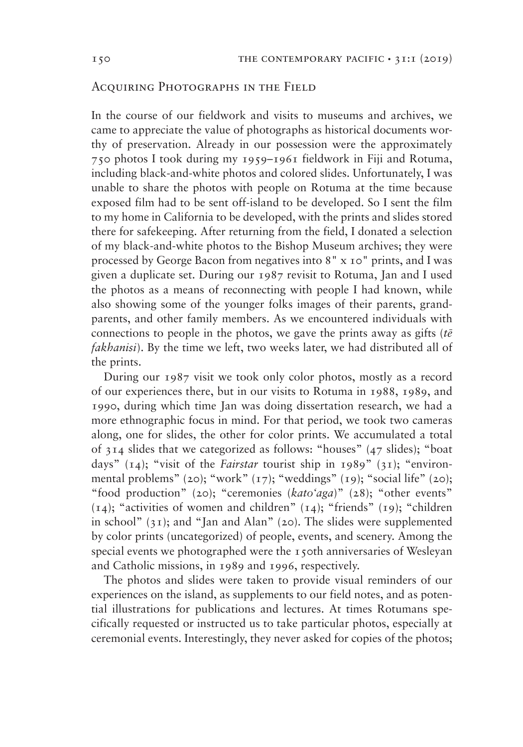## Acquiring Photographs in the Field

In the course of our fieldwork and visits to museums and archives, we came to appreciate the value of photographs as historical documents worthy of preservation. Already in our possession were the approximately 750 photos I took during my 1959–1961 fieldwork in Fiji and Rotuma, including black-and-white photos and colored slides. Unfortunately, I was unable to share the photos with people on Rotuma at the time because exposed film had to be sent off-island to be developed. So I sent the film to my home in California to be developed, with the prints and slides stored there for safekeeping. After returning from the field, I donated a selection of my black-and-white photos to the Bishop Museum archives; they were processed by George Bacon from negatives into 8" x 10" prints, and I was given a duplicate set. During our 1987 revisit to Rotuma, Jan and I used the photos as a means of reconnecting with people I had known, while also showing some of the younger folks images of their parents, grandparents, and other family members. As we encountered individuals with connections to people in the photos, we gave the prints away as gifts (*tē fakhanisi*). By the time we left, two weeks later, we had distributed all of the prints.

During our 1987 visit we took only color photos, mostly as a record of our experiences there, but in our visits to Rotuma in 1988, 1989, and 1990, during which time Jan was doing dissertation research, we had a more ethnographic focus in mind. For that period, we took two cameras along, one for slides, the other for color prints. We accumulated a total of 314 slides that we categorized as follows: "houses" (47 slides); "boat days" (14); "visit of the *Fairstar* tourist ship in 1989" (31); "environmental problems" (20); "work" (17); "weddings" (19); "social life" (20); "food production" (20); "ceremonies (*kato'aga*)" (28); "other events" (14); "activities of women and children" (14); "friends" (19); "children in school" (31); and "Jan and Alan" (20). The slides were supplemented by color prints (uncategorized) of people, events, and scenery. Among the special events we photographed were the 150th anniversaries of Wesleyan and Catholic missions, in 1989 and 1996, respectively.

The photos and slides were taken to provide visual reminders of our experiences on the island, as supplements to our field notes, and as potential illustrations for publications and lectures. At times Rotumans specifically requested or instructed us to take particular photos, especially at ceremonial events. Interestingly, they never asked for copies of the photos;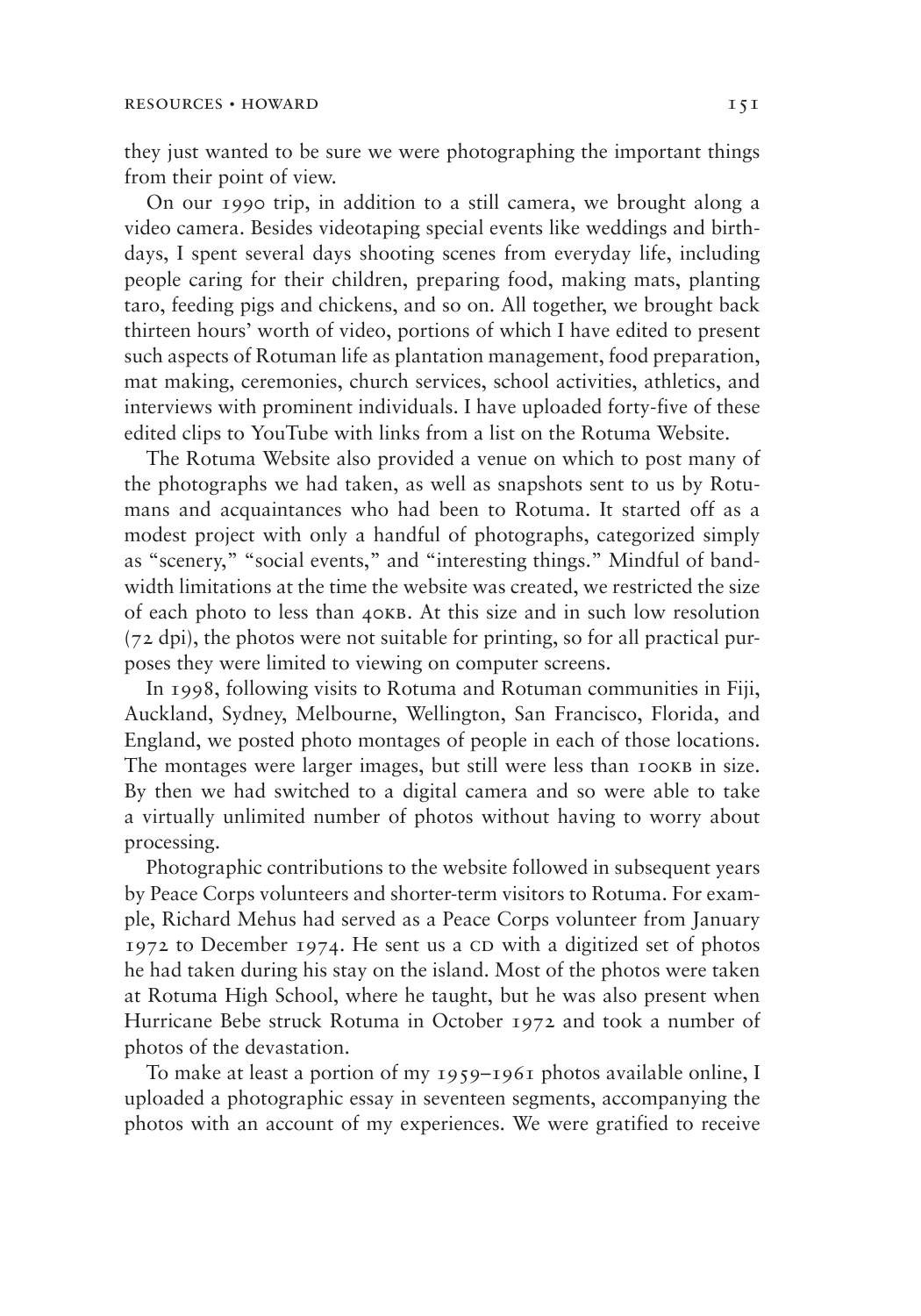they just wanted to be sure we were photographing the important things from their point of view.

On our 1990 trip, in addition to a still camera, we brought along a video camera. Besides videotaping special events like weddings and birthdays, I spent several days shooting scenes from everyday life, including people caring for their children, preparing food, making mats, planting taro, feeding pigs and chickens, and so on. All together, we brought back thirteen hours' worth of video, portions of which I have edited to present such aspects of Rotuman life as plantation management, food preparation, mat making, ceremonies, church services, school activities, athletics, and interviews with prominent individuals. I have uploaded forty-five of these edited clips to YouTube with links from a list on the Rotuma Website.

The Rotuma Website also provided a venue on which to post many of the photographs we had taken, as well as snapshots sent to us by Rotumans and acquaintances who had been to Rotuma. It started off as a modest project with only a handful of photographs, categorized simply as "scenery," "social events," and "interesting things." Mindful of bandwidth limitations at the time the website was created, we restricted the size of each photo to less than 40KB. At this size and in such low resolution (72 dpi), the photos were not suitable for printing, so for all practical purposes they were limited to viewing on computer screens.

In 1998, following visits to Rotuma and Rotuman communities in Fiji, Auckland, Sydney, Melbourne, Wellington, San Francisco, Florida, and England, we posted photo montages of people in each of those locations. The montages were larger images, but still were less than 100KB in size. By then we had switched to a digital camera and so were able to take a virtually unlimited number of photos without having to worry about processing.

Photographic contributions to the website followed in subsequent years by Peace Corps volunteers and shorter-term visitors to Rotuma. For example, Richard Mehus had served as a Peace Corps volunteer from January 1972 to December 1974. He sent us a CD with a digitized set of photos he had taken during his stay on the island. Most of the photos were taken at Rotuma High School, where he taught, but he was also present when Hurricane Bebe struck Rotuma in October 1972 and took a number of photos of the devastation.

To make at least a portion of my 1959–1961 photos available online, I uploaded a photographic essay in seventeen segments, accompanying the photos with an account of my experiences. We were gratified to receive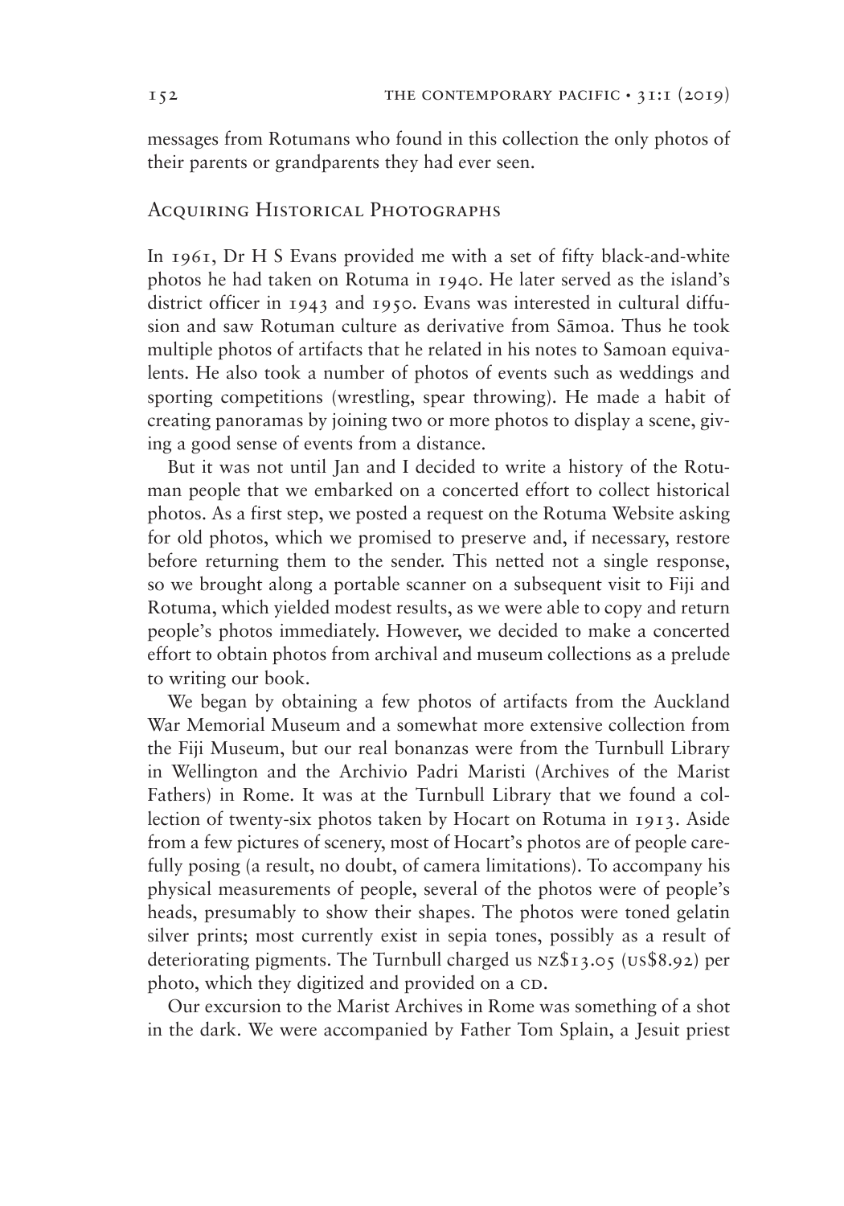messages from Rotumans who found in this collection the only photos of their parents or grandparents they had ever seen.

## Acquiring Historical Photographs

In 1961, Dr H S Evans provided me with a set of fifty black-and-white photos he had taken on Rotuma in 1940. He later served as the island's district officer in 1943 and 1950. Evans was interested in cultural diffusion and saw Rotuman culture as derivative from Sāmoa. Thus he took multiple photos of artifacts that he related in his notes to Samoan equivalents. He also took a number of photos of events such as weddings and sporting competitions (wrestling, spear throwing). He made a habit of creating panoramas by joining two or more photos to display a scene, giving a good sense of events from a distance.

But it was not until Jan and I decided to write a history of the Rotuman people that we embarked on a concerted effort to collect historical photos. As a first step, we posted a request on the Rotuma Website asking for old photos, which we promised to preserve and, if necessary, restore before returning them to the sender. This netted not a single response, so we brought along a portable scanner on a subsequent visit to Fiji and Rotuma, which yielded modest results, as we were able to copy and return people's photos immediately. However, we decided to make a concerted effort to obtain photos from archival and museum collections as a prelude to writing our book.

We began by obtaining a few photos of artifacts from the Auckland War Memorial Museum and a somewhat more extensive collection from the Fiji Museum, but our real bonanzas were from the Turnbull Library in Wellington and the Archivio Padri Maristi (Archives of the Marist Fathers) in Rome. It was at the Turnbull Library that we found a collection of twenty-six photos taken by Hocart on Rotuma in 1913. Aside from a few pictures of scenery, most of Hocart's photos are of people carefully posing (a result, no doubt, of camera limitations). To accompany his physical measurements of people, several of the photos were of people's heads, presumably to show their shapes. The photos were toned gelatin silver prints; most currently exist in sepia tones, possibly as a result of deteriorating pigments. The Turnbull charged us NZ$13.05 (US$8.92) per photo, which they digitized and provided on a CD.

Our excursion to the Marist Archives in Rome was something of a shot in the dark. We were accompanied by Father Tom Splain, a Jesuit priest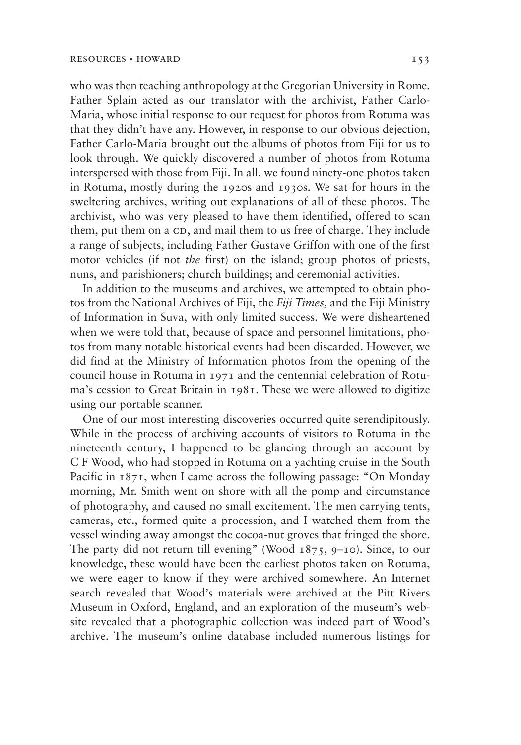who was then teaching anthropology at the Gregorian University in Rome. Father Splain acted as our translator with the archivist, Father Carlo-Maria, whose initial response to our request for photos from Rotuma was that they didn't have any. However, in response to our obvious dejection, Father Carlo-Maria brought out the albums of photos from Fiji for us to look through. We quickly discovered a number of photos from Rotuma interspersed with those from Fiji. In all, we found ninety-one photos taken in Rotuma, mostly during the 1920s and 1930s. We sat for hours in the sweltering archives, writing out explanations of all of these photos. The archivist, who was very pleased to have them identified, offered to scan them, put them on a CD, and mail them to us free of charge. They include a range of subjects, including Father Gustave Griffon with one of the first motor vehicles (if not *the* first) on the island; group photos of priests, nuns, and parishioners; church buildings; and ceremonial activities.

In addition to the museums and archives, we attempted to obtain photos from the National Archives of Fiji, the *Fiji Times,* and the Fiji Ministry of Information in Suva, with only limited success. We were disheartened when we were told that, because of space and personnel limitations, photos from many notable historical events had been discarded. However, we did find at the Ministry of Information photos from the opening of the council house in Rotuma in 1971 and the centennial celebration of Rotuma's cession to Great Britain in 1981. These we were allowed to digitize using our portable scanner.

One of our most interesting discoveries occurred quite serendipitously. While in the process of archiving accounts of visitors to Rotuma in the nineteenth century, I happened to be glancing through an account by C F Wood, who had stopped in Rotuma on a yachting cruise in the South Pacific in 1871, when I came across the following passage: "On Monday morning, Mr. Smith went on shore with all the pomp and circumstance of photography, and caused no small excitement. The men carrying tents, cameras, etc., formed quite a procession, and I watched them from the vessel winding away amongst the cocoa-nut groves that fringed the shore. The party did not return till evening" (Wood 1875, 9–10). Since, to our knowledge, these would have been the earliest photos taken on Rotuma, we were eager to know if they were archived somewhere. An Internet search revealed that Wood's materials were archived at the Pitt Rivers Museum in Oxford, England, and an exploration of the museum's website revealed that a photographic collection was indeed part of Wood's archive. The museum's online database included numerous listings for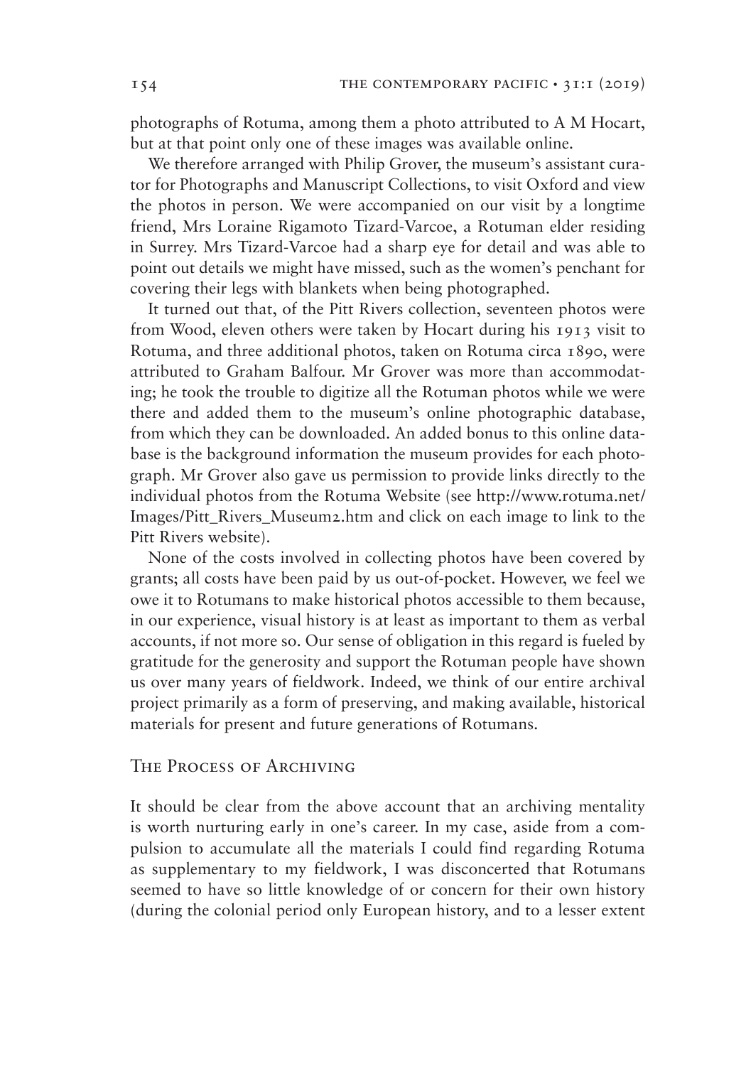photographs of Rotuma, among them a photo attributed to A M Hocart, but at that point only one of these images was available online.

We therefore arranged with Philip Grover, the museum's assistant curator for Photographs and Manuscript Collections, to visit Oxford and view the photos in person. We were accompanied on our visit by a longtime friend, Mrs Loraine Rigamoto Tizard-Varcoe, a Rotuman elder residing in Surrey. Mrs Tizard-Varcoe had a sharp eye for detail and was able to point out details we might have missed, such as the women's penchant for covering their legs with blankets when being photographed.

It turned out that, of the Pitt Rivers collection, seventeen photos were from Wood, eleven others were taken by Hocart during his 1913 visit to Rotuma, and three additional photos, taken on Rotuma circa 1890, were attributed to Graham Balfour. Mr Grover was more than accommodating; he took the trouble to digitize all the Rotuman photos while we were there and added them to the museum's online photographic database, from which they can be downloaded. An added bonus to this online database is the background information the museum provides for each photograph. Mr Grover also gave us permission to provide links directly to the individual photos from the Rotuma Website (see http://www.rotuma.net/Images/Pitt_Rivers_Museum2.htm and click on each image to link to the Pitt Rivers website).

None of the costs involved in collecting photos have been covered by grants; all costs have been paid by us out-of-pocket. However, we feel we owe it to Rotumans to make historical photos accessible to them because, in our experience, visual history is at least as important to them as verbal accounts, if not more so. Our sense of obligation in this regard is fueled by gratitude for the generosity and support the Rotuman people have shown us over many years of fieldwork. Indeed, we think of our entire archival project primarily as a form of preserving, and making available, historical materials for present and future generations of Rotumans.

## The Process of Archiving

It should be clear from the above account that an archiving mentality is worth nurturing early in one's career. In my case, aside from a compulsion to accumulate all the materials I could find regarding Rotuma as supplementary to my fieldwork, I was disconcerted that Rotumans seemed to have so little knowledge of or concern for their own history (during the colonial period only European history, and to a lesser extent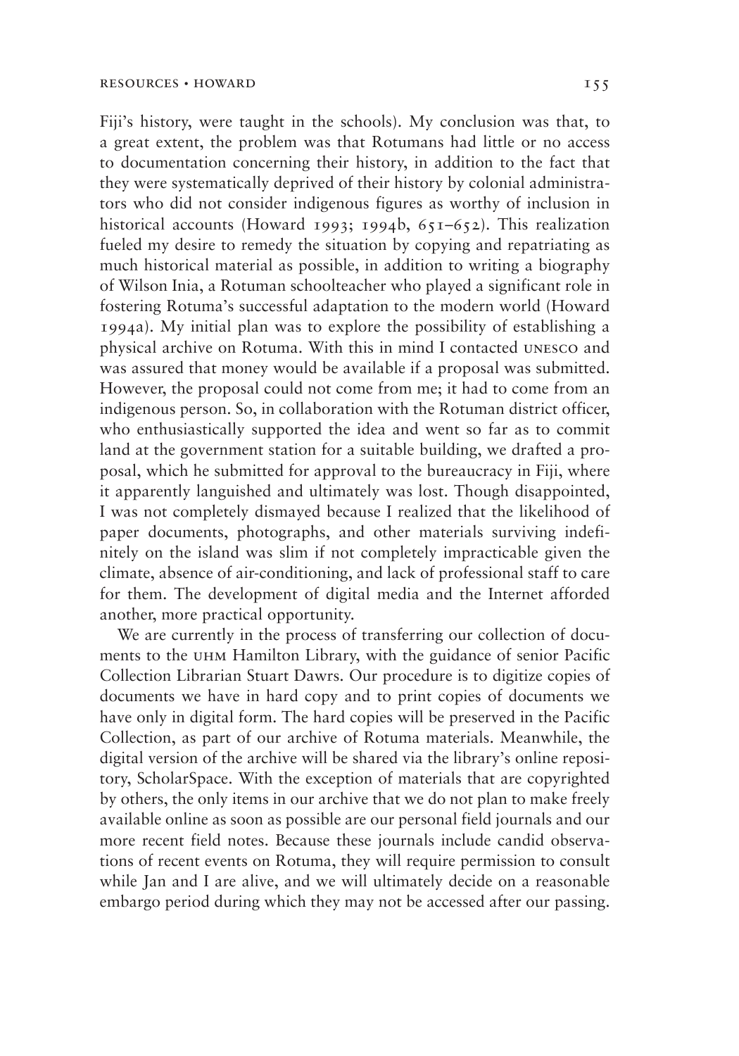Fiji's history, were taught in the schools). My conclusion was that, to a great extent, the problem was that Rotumans had little or no access to documentation concerning their history, in addition to the fact that they were systematically deprived of their history by colonial administrators who did not consider indigenous figures as worthy of inclusion in historical accounts (Howard 1993; 1994b, 651–652). This realization fueled my desire to remedy the situation by copying and repatriating as much historical material as possible, in addition to writing a biography of Wilson Inia, a Rotuman schoolteacher who played a significant role in fostering Rotuma's successful adaptation to the modern world (Howard 1994a). My initial plan was to explore the possibility of establishing a physical archive on Rotuma. With this in mind I contacted UNESCO and was assured that money would be available if a proposal was submitted. However, the proposal could not come from me; it had to come from an indigenous person. So, in collaboration with the Rotuman district officer, who enthusiastically supported the idea and went so far as to commit land at the government station for a suitable building, we drafted a proposal, which he submitted for approval to the bureaucracy in Fiji, where it apparently languished and ultimately was lost. Though disappointed, I was not completely dismayed because I realized that the likelihood of paper documents, photographs, and other materials surviving indefinitely on the island was slim if not completely impracticable given the climate, absence of air-conditioning, and lack of professional staff to care for them. The development of digital media and the Internet afforded another, more practical opportunity.

We are currently in the process of transferring our collection of documents to the UHM Hamilton Library, with the guidance of senior Pacific Collection Librarian Stuart Dawrs. Our procedure is to digitize copies of documents we have in hard copy and to print copies of documents we have only in digital form. The hard copies will be preserved in the Pacific Collection, as part of our archive of Rotuma materials. Meanwhile, the digital version of the archive will be shared via the library's online repository, ScholarSpace. With the exception of materials that are copyrighted by others, the only items in our archive that we do not plan to make freely available online as soon as possible are our personal field journals and our more recent field notes. Because these journals include candid observations of recent events on Rotuma, they will require permission to consult while Jan and I are alive, and we will ultimately decide on a reasonable embargo period during which they may not be accessed after our passing.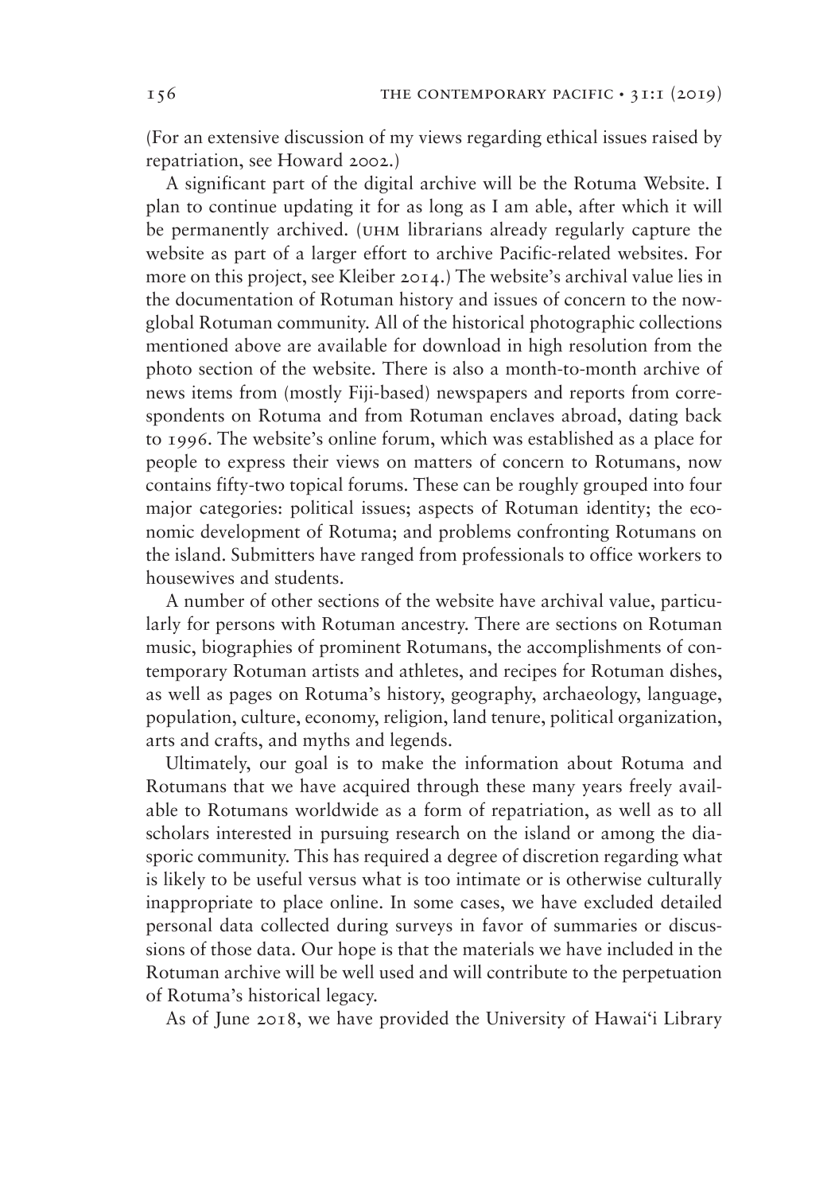(For an extensive discussion of my views regarding ethical issues raised by repatriation, see Howard 2002.)

A significant part of the digital archive will be the Rotuma Website. I plan to continue updating it for as long as I am able, after which it will be permanently archived. (UHM librarians already regularly capture the website as part of a larger effort to archive Pacific-related websites. For more on this project, see Kleiber 2014.) The website's archival value lies in the documentation of Rotuman history and issues of concern to the now-global Rotuman community. All of the historical photographic collections mentioned above are available for download in high resolution from the photo section of the website. There is also a month-to-month archive of news items from (mostly Fiji-based) newspapers and reports from correspondents on Rotuma and from Rotuman enclaves abroad, dating back to 1996. The website's online forum, which was established as a place for people to express their views on matters of concern to Rotumans, now contains fifty-two topical forums. These can be roughly grouped into four major categories: political issues; aspects of Rotuman identity; the economic development of Rotuma; and problems confronting Rotumans on the island. Submitters have ranged from professionals to office workers to housewives and students.

A number of other sections of the website have archival value, particularly for persons with Rotuman ancestry. There are sections on Rotuman music, biographies of prominent Rotumans, the accomplishments of contemporary Rotuman artists and athletes, and recipes for Rotuman dishes, as well as pages on Rotuma's history, geography, archaeology, language, population, culture, economy, religion, land tenure, political organization, arts and crafts, and myths and legends.

Ultimately, our goal is to make the information about Rotuma and Rotumans that we have acquired through these many years freely available to Rotumans worldwide as a form of repatriation, as well as to all scholars interested in pursuing research on the island or among the diasporic community. This has required a degree of discretion regarding what is likely to be useful versus what is too intimate or is otherwise culturally inappropriate to place online. In some cases, we have excluded detailed personal data collected during surveys in favor of summaries or discussions of those data. Our hope is that the materials we have included in the Rotuman archive will be well used and will contribute to the perpetuation of Rotuma's historical legacy.

As of June 2018, we have provided the University of Hawai'i Library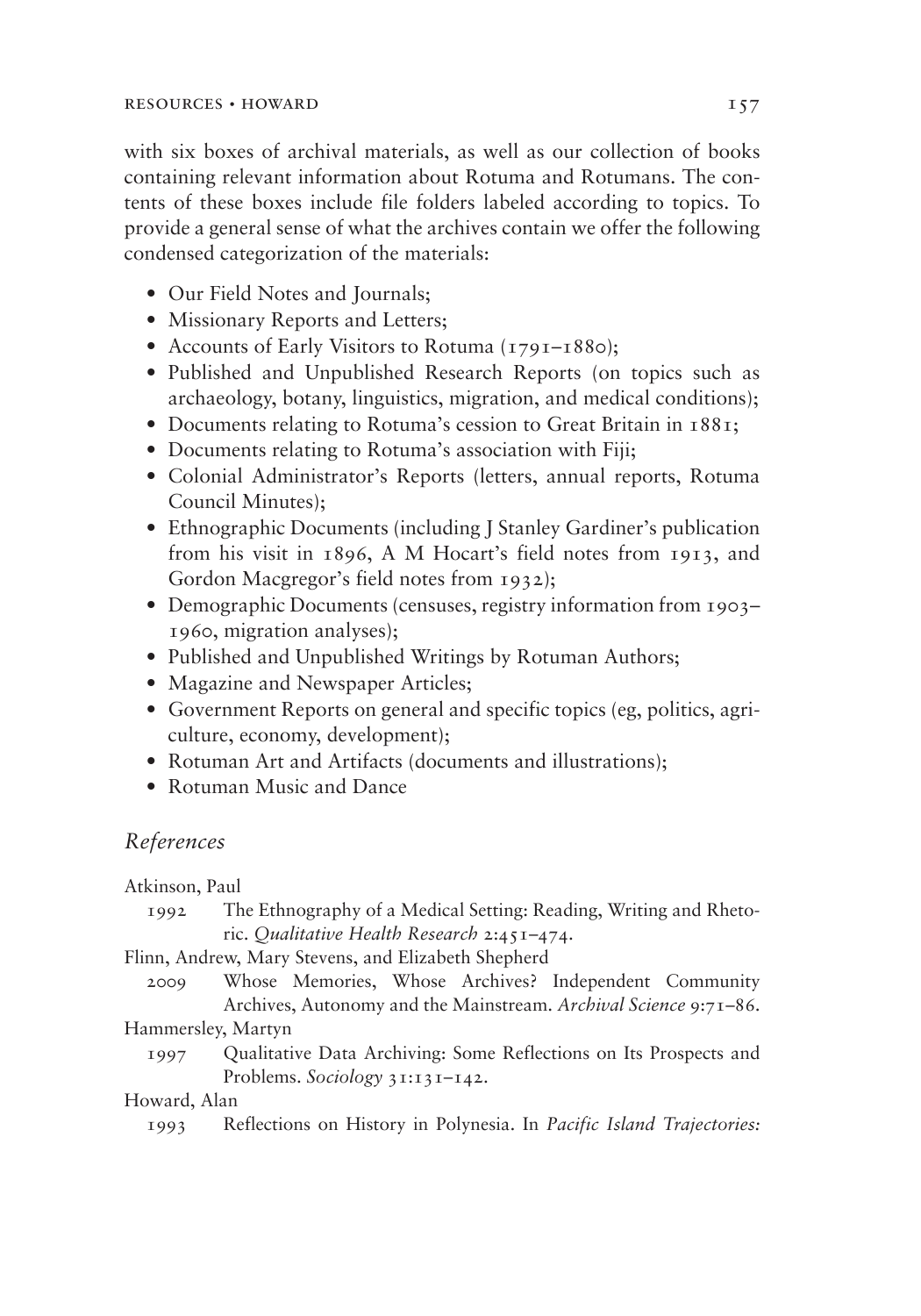with six boxes of archival materials, as well as our collection of books containing relevant information about Rotuma and Rotumans. The contents of these boxes include file folders labeled according to topics. To provide a general sense of what the archives contain we offer the following condensed categorization of the materials:

- Our Field Notes and Journals;
- Missionary Reports and Letters;
- Accounts of Early Visitors to Rotuma (1791–1880);
- Published and Unpublished Research Reports (on topics such as archaeology, botany, linguistics, migration, and medical conditions);
- Documents relating to Rotuma's cession to Great Britain in 1881;
- Documents relating to Rotuma's association with Fiji;
- Colonial Administrator's Reports (letters, annual reports, Rotuma Council Minutes);
- Ethnographic Documents (including J Stanley Gardiner's publication from his visit in 1896, A M Hocart's field notes from 1913, and Gordon Macgregor's field notes from 1932);
- Demographic Documents (censuses, registry information from 1903–1960, migration analyses);
- Published and Unpublished Writings by Rotuman Authors;
- Magazine and Newspaper Articles;
- Government Reports on general and specific topics (eg, politics, agriculture, economy, development);
- Rotuman Art and Artifacts (documents and illustrations);
- Rotuman Music and Dance

## *References*

Atkinson, Paul

1992 The Ethnography of a Medical Setting: Reading, Writing and Rhetoric. *Qualitative Health Research* 2:451–474.

Flinn, Andrew, Mary Stevens, and Elizabeth Shepherd

2009 Whose Memories, Whose Archives? Independent Community Archives, Autonomy and the Mainstream. *Archival Science* 9:71–86.

Hammersley, Martyn

1997 Qualitative Data Archiving: Some Reflections on Its Prospects and Problems. *Sociology* 31:131–142.

Howard, Alan

1993 Reflections on History in Polynesia. In *Pacific Island Trajectories:*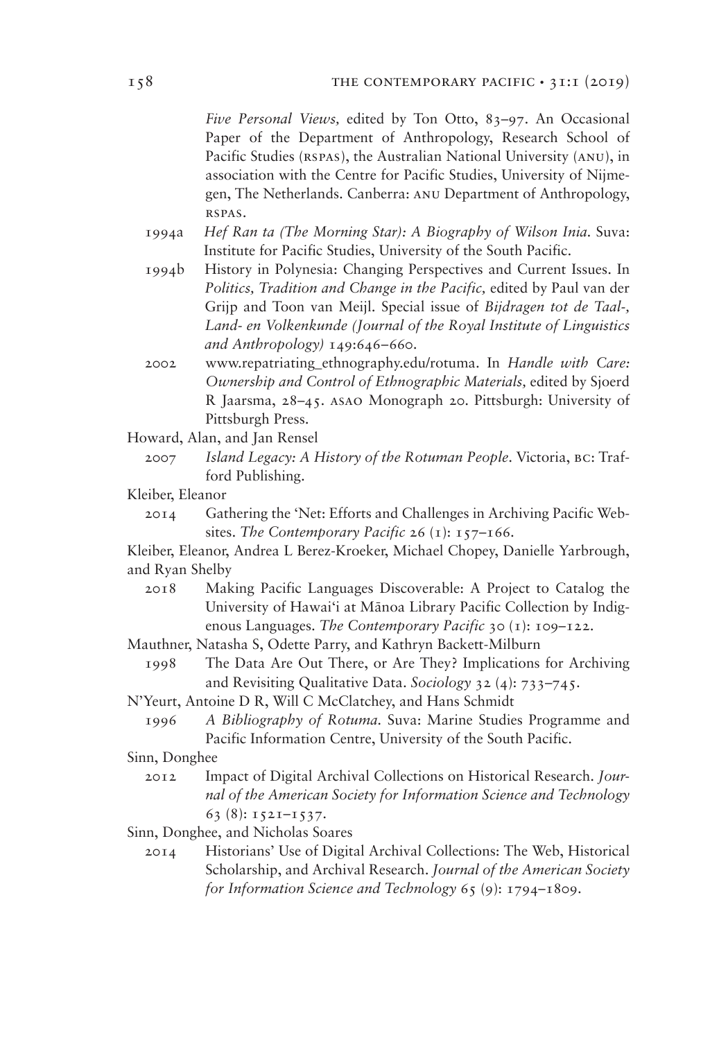*Five Personal Views,* edited by Ton Otto, 83–97. An Occasional Paper of the Department of Anthropology, Research School of Pacific Studies (RSPAS), the Australian National University (ANU), in association with the Centre for Pacific Studies, University of Nijmegen, The Netherlands. Canberra: ANU Department of Anthropology, RSPAS.

1994a *Hef Ran ta (The Morning Star): A Biography of Wilson Inia.* Suva: Institute for Pacific Studies, University of the South Pacific.

1994b History in Polynesia: Changing Perspectives and Current Issues. In *Politics, Tradition and Change in the Pacific,* edited by Paul van der Grijp and Toon van Meijl. Special issue of *Bijdragen tot de Taal-, Land- en Volkenkunde (Journal of the Royal Institute of Linguistics and Anthropology)* 149:646–660.

2002 www.repatriating_ethnography.edu/rotuma. In *Handle with Care: Ownership and Control of Ethnographic Materials,* edited by Sjoerd R Jaarsma, 28–45. ASAO Monograph 20. Pittsburgh: University of Pittsburgh Press.

Howard, Alan, and Jan Rensel

2007 *Island Legacy: A History of the Rotuman People.* Victoria, BC: Trafford Publishing.

Kleiber, Eleanor

2014 Gathering the 'Net: Efforts and Challenges in Archiving Pacific Websites. *The Contemporary Pacific* 26 (1): 157–166.

Kleiber, Eleanor, Andrea L Berez-Kroeker, Michael Chopey, Danielle Yarbrough, and Ryan Shelby

2018 Making Pacific Languages Discoverable: A Project to Catalog the University of Hawai'i at Mānoa Library Pacific Collection by Indigenous Languages. *The Contemporary Pacific* 30 (1): 109–122.

Mauthner, Natasha S, Odette Parry, and Kathryn Backett-Milburn

1998 The Data Are Out There, or Are They? Implications for Archiving and Revisiting Qualitative Data. *Sociology* 32 (4): 733–745.

N'Yeurt, Antoine D R, Will C McClatchey, and Hans Schmidt

1996 *A Bibliography of Rotuma.* Suva: Marine Studies Programme and Pacific Information Centre, University of the South Pacific.

Sinn, Donghee

2012 Impact of Digital Archival Collections on Historical Research. *Journal of the American Society for Information Science and Technology* 63 (8): 1521–1537.

Sinn, Donghee, and Nicholas Soares

2014 Historians' Use of Digital Archival Collections: The Web, Historical Scholarship, and Archival Research. *Journal of the American Society for Information Science and Technology* 65 (9): 1794–1809.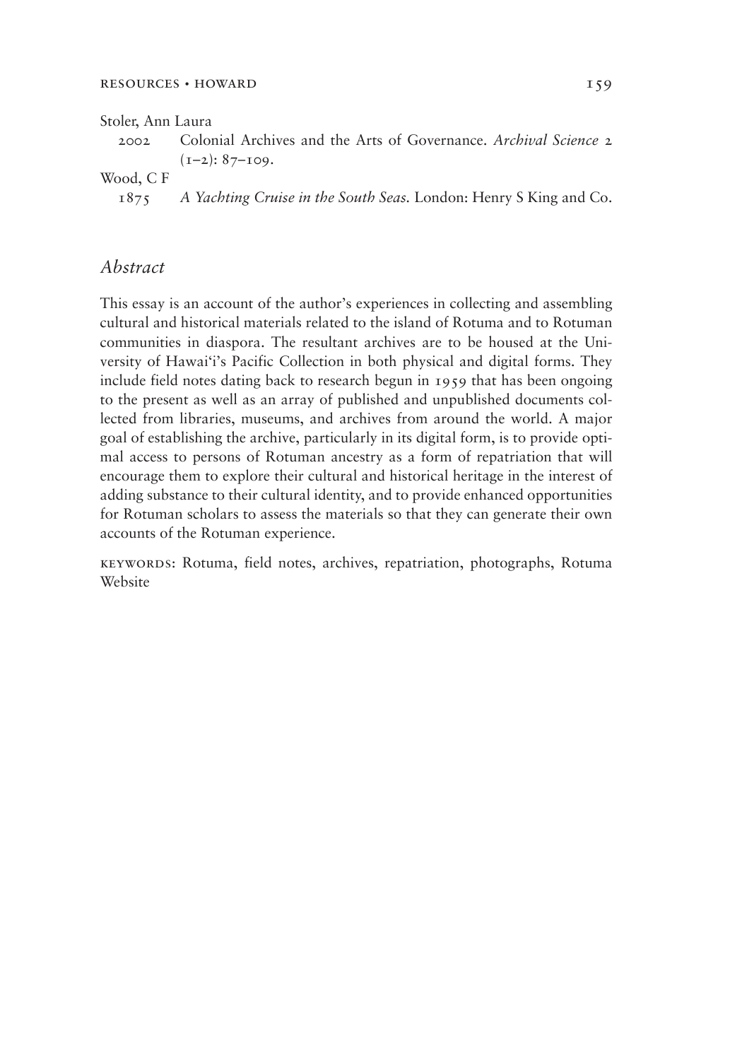Stoler, Ann Laura

2002 Colonial Archives and the Arts of Governance. *Archival Science* 2 (1–2): 87–109.

Wood, C F

1875 *A Yachting Cruise in the South Seas*. London: Henry S King and Co.

## *Abstract*

This essay is an account of the author's experiences in collecting and assembling cultural and historical materials related to the island of Rotuma and to Rotuman communities in diaspora. The resultant archives are to be housed at the University of Hawai'i's Pacific Collection in both physical and digital forms. They include field notes dating back to research begun in 1959 that has been ongoing to the present as well as an array of published and unpublished documents collected from libraries, museums, and archives from around the world. A major goal of establishing the archive, particularly in its digital form, is to provide optimal access to persons of Rotuman ancestry as a form of repatriation that will encourage them to explore their cultural and historical heritage in the interest of adding substance to their cultural identity, and to provide enhanced opportunities for Rotuman scholars to assess the materials so that they can generate their own accounts of the Rotuman experience.

KEYWORDS: Rotuma, field notes, archives, repatriation, photographs, Rotuma Website